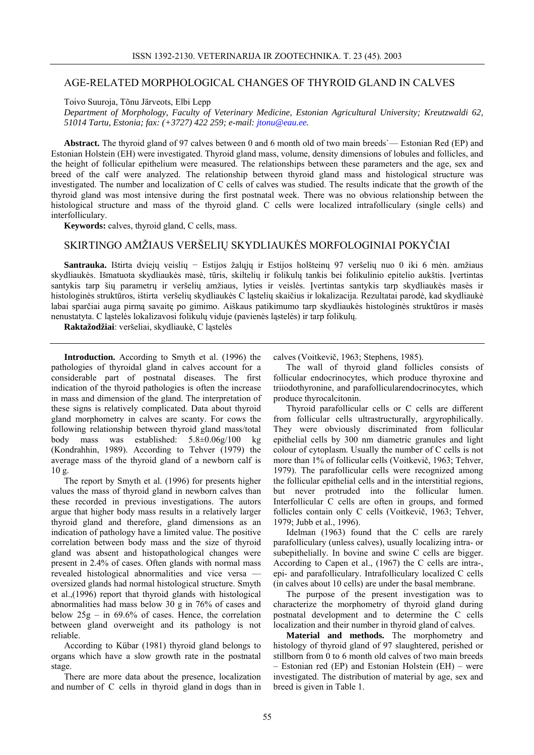# AGE-RELATED MORPHOLOGICAL CHANGES OF THYROID GLAND IN CALVES

Toivo Suuroja, Tõnu Järveots, Elbi Lepp

*Department of Morphology, Faculty of Veterinary Medicine, Estonian Agricultural University; Kreutzwaldi 62, 51014 Tartu, Estonia; fax: (+3727) 422 259; e-mail: jtonu@eau.ee.*

**Abstract.** The thyroid gland of 97 calves between 0 and 6 month old of two main breeds`— Estonian Red (EP) and Estonian Holstein (EH) were investigated. Thyroid gland mass, volume, density dimensions of lobules and follicles, and the height of follicular epithelium were measured. The relationships between these parameters and the age, sex and breed of the calf were analyzed. The relationship between thyroid gland mass and histological structure was investigated. The number and localization of C cells of calves was studied. The results indicate that the growth of the thyroid gland was most intensive during the first postnatal week. There was no obvious relationship between the histological structure and mass of the thyroid gland. C cells were localized intrafolliculary (single cells) and interfolliculary.

**Keywords:** calves, thyroid gland, C cells, mass.

# SKIRTINGO AMŽIAUS VERŠELIŲ SKYDLIAUKĖS MORFOLOGINIAI POKYČIAI

**Santrauka.** Ištirta dviejų veislių − Estijos žalųjų ir Estijos holšteinų 97 veršelių nuo 0 iki 6 mėn. amžiaus skydliaukės. Išmatuota skydliaukės masė, tūris, skiltelių ir folikulų tankis bei folikulinio epitelio aukštis. Įvertintas santykis tarp šių parametrų ir veršelių amžiaus, lyties ir veislės. Įvertintas santykis tarp skydliaukės masės ir histologinės struktūros, ištirta veršelių skydliaukės C ląstelių skaičius ir lokalizacija. Rezultatai parodė, kad skydliaukė labai sparčiai auga pirmą savaitę po gimimo. Aiškaus patikimumo tarp skydliaukės histologinės struktūros ir masės nenustatyta. C ląstelės lokalizavosi folikulų viduje (pavienės ląstelės) ir tarp folikulų.

**Raktažodžiai**: veršeliai, skydliaukė, C ląstelės

**Introduction.** According to Smyth et al. (1996) the pathologies of thyroidal gland in calves account for a considerable part of postnatal diseases. The first indication of the thyroid pathologies is often the increase in mass and dimension of the gland. The interpretation of these signs is relatively complicated. Data about thyroid gland morphometry in calves are scanty. For cows the following relationship between thyroid gland mass/total body mass was established: 5.8±0.06g/100 kg (Kondrahhin, 1989). According to Tehver (1979) the average mass of the thyroid gland of a newborn calf is 10 g.

The report by Smyth et al. (1996) for presents higher values the mass of thyroid gland in newborn calves than these recorded in previous investigations. The autors argue that higher body mass results in a relatively larger thyroid gland and therefore, gland dimensions as an indication of pathology have a limited value. The positive correlation between body mass and the size of thyroid gland was absent and histopathological changes were present in 2.4% of cases. Often glands with normal mass revealed histological abnormalities and vice versa — oversized glands had normal histological structure. Smyth et al.,(1996) report that thyroid glands with histological abnormalities had mass below 30 g in 76% of cases and below 25g – in 69.6% of cases. Hence, the correlation between gland overweight and its pathology is not reliable.

According to Kübar (1981) thyroid gland belongs to organs which have a slow growth rate in the postnatal stage.

There are more data about the presence, localization and number of C cells in thyroid gland in dogs than in calves (Voitkevič, 1963; Stephens, 1985).

The wall of thyroid gland follicles consists of follicular endocrinocytes, which produce thyroxine and triiodothyronine, and parafollicularendocrinocytes, which produce thyrocalcitonin.

Thyroid parafollicular cells or C cells are different from follicular cells ultrastructurally, argyrophilically. They were obviously discriminated from follicular epithelial cells by 300 nm diametric granules and light colour of cytoplasm. Usually the number of C cells is not more than 1% of follicular cells (Voitkevič, 1963; Tehver, 1979). The parafollicular cells were recognized among the follicular epithelial cells and in the interstitial regions, but never protruded into the follicular lumen. Interfollicular C cells are often in groups, and formed follicles contain only C cells (Voitkevič, 1963; Tehver, 1979; Jubb et al., 1996).

Idelman (1963) found that the C cells are rarely parafolliculary (unless calves), usually localizing intra- or subepithelially. In bovine and swine C cells are bigger. According to Capen et al., (1967) the C cells are intra-, epi- and parafolliculary. Intrafolliculary localized C cells (in calves about 10 cells) are under the basal membrane.

The purpose of the present investigation was to characterize the morphometry of thyroid gland during postnatal development and to determine the C cells localization and their number in thyroid gland of calves.

**Material and methods.** The morphometry and histology of thyroid gland of 97 slaughtered, perished or stillborn from 0 to 6 month old calves of two main breeds – Estonian red (EP) and Estonian Holstein (EH) – were investigated. The distribution of material by age, sex and breed is given in Table 1.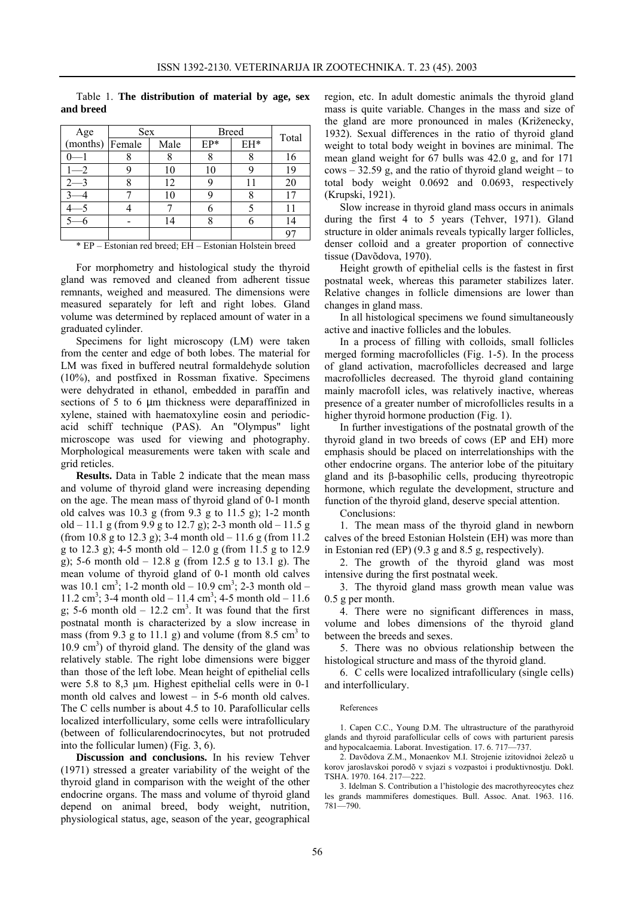Table 1. **The distribution of material by age, sex and breed**

| Age (months) | Sex | | Breed | | Total |
|---|---|---|---|---|---|
| | Female | Male | EP* | EH* | |
| 0—1 | 8 | 8 | 8 | 8 | 16 |
| 1—2 | 9 | 10 | 10 | 9 | 19 |
| 2—3 | 8 | 12 | 9 | 11 | 20 |
| 3—4 | 7 | 10 | 9 | 8 | 17 |
| 4—5 | 4 | 7 | 6 | 5 | 11 |
| 5—6 | - | 14 | 8 | 6 | 14 |
| | | | | | 97 |

\* EP – Estonian red breed; EH – Estonian Holstein breed

For morphometry and histological study the thyroid gland was removed and cleaned from adherent tissue remnants, weighed and measured. The dimensions were measured separately for left and right lobes. Gland volume was determined by replaced amount of water in a graduated cylinder.

Specimens for light microscopy (LM) were taken from the center and edge of both lobes. The material for LM was fixed in buffered neutral formaldehyde solution (10%), and postfixed in Rossman fixative. Specimens were dehydrated in ethanol, embedded in paraffin and sections of 5 to 6 μm thickness were deparaffinized in xylene, stained with haematoxyline eosin and periodic-acid schiff technique (PAS). An "Olympus" light microscope was used for viewing and photography. Morphological measurements were taken with scale and grid reticles.

**Results.** Data in Table 2 indicate that the mean mass and volume of thyroid gland were increasing depending on the age. The mean mass of thyroid gland of 0-1 month old calves was 10.3 g (from 9.3 g to 11.5 g); 1-2 month old – 11.1 g (from 9.9 g to 12.7 g); 2-3 month old – 11.5 g (from 10.8 g to 12.3 g); 3-4 month old – 11.6 g (from 11.2 g to 12.3 g); 4-5 month old – 12.0 g (from 11.5 g to 12.9 g); 5-6 month old – 12.8 g (from 12.5 g to 13.1 g). The mean volume of thyroid gland of 0-1 month old calves was 10.1 cm$^3$; 1-2 month old – 10.9 cm$^3$; 2-3 month old – 11.2 cm$^3$; 3-4 month old – 11.4 cm$^3$; 4-5 month old – 11.6 g; 5-6 month old – 12.2 cm$^3$. It was found that the first postnatal month is characterized by a slow increase in mass (from 9.3 g to 11.1 g) and volume (from 8.5 cm$^3$ to 10.9 cm$^3$) of thyroid gland. The density of the gland was relatively stable. The right lobe dimensions were bigger than those of the left lobe. Mean height of epithelial cells were 5.8 to 8,3 µm. Highest epithelial cells were in 0-1 month old calves and lowest – in 5-6 month old calves. The C cells number is about 4.5 to 10. Parafollicular cells localized interfolliculary, some cells were intrafolliculary (between of follicularendocrinocytes, but not protruded into the follicular lumen) (Fig. 3, 6).

**Discussion and conclusions.** In his review Tehver (1971) stressed a greater variability of the weight of the thyroid gland in comparison with the weight of the other endocrine organs. The mass and volume of thyroid gland depend on animal breed, body weight, nutrition, physiological status, age, season of the year, geographical region, etc. In adult domestic animals the thyroid gland mass is quite variable. Changes in the mass and size of the gland are more pronounced in males (Križenecky, 1932). Sexual differences in the ratio of thyroid gland weight to total body weight in bovines are minimal. The mean gland weight for 67 bulls was 42.0 g, and for 171 cows – 32.59 g, and the ratio of thyroid gland weight – to total body weight 0.0692 and 0.0693, respectively (Krupski, 1921).

Slow increase in thyroid gland mass occurs in animals during the first 4 to 5 years (Tehver, 1971). Gland structure in older animals reveals typically larger follicles, denser colloid and a greater proportion of connective tissue (Davõdova, 1970).

Height growth of epithelial cells is the fastest in first postnatal week, whereas this parameter stabilizes later. Relative changes in follicle dimensions are lower than changes in gland mass.

In all histological specimens we found simultaneously active and inactive follicles and the lobules.

In a process of filling with colloids, small follicles merged forming macrofollicles (Fig. 1-5). In the process of gland activation, macrofollicles decreased and large macrofollicles decreased. The thyroid gland containing mainly macrofoll icles, was relatively inactive, whereas presence of a greater number of microfollicles results in a higher thyroid hormone production (Fig. 1).

In further investigations of the postnatal growth of the thyroid gland in two breeds of cows (EP and EH) more emphasis should be placed on interrelationships with the other endocrine organs. The anterior lobe of the pituitary gland and its β-basophilic cells, producing thyreotropic hormone, which regulate the development, structure and function of the thyroid gland, deserve special attention.

Conclusions:

1. The mean mass of the thyroid gland in newborn calves of the breed Estonian Holstein (EH) was more than in Estonian red (EP) (9.3 g and 8.5 g, respectively).
2. The growth of the thyroid gland was most intensive during the first postnatal week.
3. The thyroid gland mass growth mean value was 0.5 g per month.
4. There were no significant differences in mass, volume and lobes dimensions of the thyroid gland between the breeds and sexes.
5. There was no obvious relationship between the histological structure and mass of the thyroid gland.
6. C cells were localized intrafolliculary (single cells) and interfolliculary.

References

1. Capen C.C., Young D.M. The ultrastructure of the parathyroid glands and thyroid parafollicular cells of cows with parturient paresis and hypocalcaemia. Laborat. Investigation. 17. 6. 717—737.
2. Davõdova Z.M., Monaenkov M.I. Strojenie izitovidnoi železõ u korov jaroslavskoi porodõ v svjazi s vozpastoi i produktivnostju. Dokl. TSHA. 1970. 164. 217—222.
3. Idelman S. Contribution a l'histologie des macrothyreocytes chez les grands mammiferes domestiques. Bull. Assoc. Anat. 1963. 116. 781—790.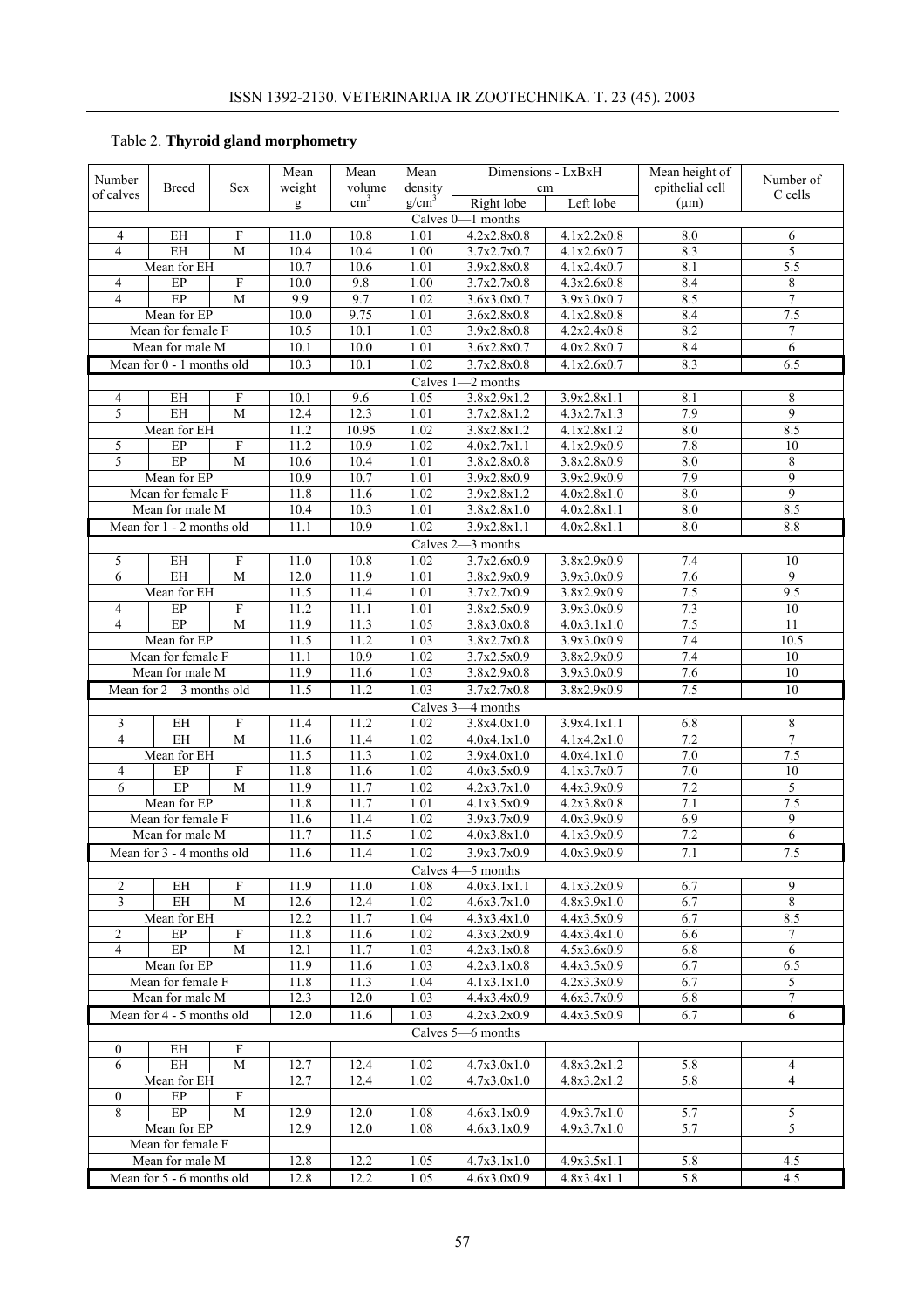Table 2. **Thyroid gland morphometry**

| Number of calves | Breed | Sex | Mean weight g | Mean volume $cm^3$ | Mean density $g/cm^3$ | Dimensions - LxBxH cm | | Mean height of epithelial cell (μm) | Number of C cells |
|---|---|---|---|---|---|---|---|---|---|
| | | | | | | Right lobe | Left lobe | | |
| Calves 0—1 months | | | | | | | | | |
| 4 | EH | F | 11.0 | 10.8 | 1.01 | 4.2x2.8x0.8 | 4.1x2.2x0.8 | 8.0 | 6 |
| 4 | EH | M | 10.4 | 10.4 | 1.00 | 3.7x2.7x0.7 | 4.1x2.6x0.7 | 8.3 | 5 |
| Mean for EH | | | 10.7 | 10.6 | 1.01 | 3.9x2.8x0.8 | 4.1x2.4x0.7 | 8.1 | 5.5 |
| 4 | EP | F | 10.0 | 9.8 | 1.00 | 3.7x2.7x0.8 | 4.3x2.6x0.8 | 8.4 | 8 |
| 4 | EP | M | 9.9 | 9.7 | 1.02 | 3.6x3.0x0.7 | 3.9x3.0x0.7 | 8.5 | 7 |
| Mean for EP | | | 10.0 | 9.75 | 1.01 | 3.6x2.8x0.8 | 4.1x2.8x0.8 | 8.4 | 7.5 |
| Mean for female F | | | 10.5 | 10.1 | 1.03 | 3.9x2.8x0.8 | 4.2x2.4x0.8 | 8.2 | 7 |
| Mean for male M | | | 10.1 | 10.0 | 1.01 | 3.6x2.8x0.7 | 4.0x2.8x0.7 | 8.4 | 6 |
| Mean for 0 - 1 months old | | | 10.3 | 10.1 | 1.02 | 3.7x2.8x0.8 | 4.1x2.6x0.7 | 8.3 | 6.5 |
| Calves 1—2 months | | | | | | | | | |
| 4 | EH | F | 10.1 | 9.6 | 1.05 | 3.8x2.9x1.2 | 3.9x2.8x1.1 | 8.1 | 8 |
| 5 | EH | M | 12.4 | 12.3 | 1.01 | 3.7x2.8x1.2 | 4.3x2.7x1.3 | 7.9 | 9 |
| Mean for EH | | | 11.2 | 10.95 | 1.02 | 3.8x2.8x1.2 | 4.1x2.8x1.2 | 8.0 | 8.5 |
| 5 | EP | F | 11.2 | 10.9 | 1.02 | 4.0x2.7x1.1 | 4.1x2.9x0.9 | 7.8 | 10 |
| 5 | EP | M | 10.6 | 10.4 | 1.01 | 3.8x2.8x0.8 | 3.8x2.8x0.9 | 8.0 | 8 |
| Mean for EP | | | 10.9 | 10.7 | 1.01 | 3.9x2.8x0.9 | 3.9x2.9x0.9 | 7.9 | 9 |
| Mean for female F | | | 11.8 | 11.6 | 1.02 | 3.9x2.8x1.2 | 4.0x2.8x1.0 | 8.0 | 9 |
| Mean for male M | | | 10.4 | 10.3 | 1.01 | 3.8x2.8x1.0 | 4.0x2.8x1.1 | 8.0 | 8.5 |
| Mean for 1 - 2 months old | | | 11.1 | 10.9 | 1.02 | 3.9x2.8x1.1 | 4.0x2.8x1.1 | 8.0 | 8.8 |
| Calves 2—3 months | | | | | | | | | |
| 5 | EH | F | 11.0 | 10.8 | 1.02 | 3.7x2.6x0.9 | 3.8x2.9x0.9 | 7.4 | 10 |
| 6 | EH | M | 12.0 | 11.9 | 1.01 | 3.8x2.9x0.9 | 3.9x3.0x0.9 | 7.6 | 9 |
| Mean for EH | | | 11.5 | 11.4 | 1.01 | 3.7x2.7x0.9 | 3.8x2.9x0.9 | 7.5 | 9.5 |
| 4 | EP | F | 11.2 | 11.1 | 1.01 | 3.8x2.5x0.9 | 3.9x3.0x0.9 | 7.3 | 10 |
| 4 | EP | M | 11.9 | 11.3 | 1.05 | 3.8x3.0x0.8 | 4.0x3.1x1.0 | 7.5 | 11 |
| Mean for EP | | | 11.5 | 11.2 | 1.03 | 3.8x2.7x0.8 | 3.9x3.0x0.9 | 7.4 | 10.5 |
| Mean for female F | | | 11.1 | 10.9 | 1.02 | 3.7x2.5x0.9 | 3.8x2.9x0.9 | 7.4 | 10 |
| Mean for male M | | | 11.9 | 11.6 | 1.03 | 3.8x2.9x0.8 | 3.9x3.0x0.9 | 7.6 | 10 |
| Mean for 2—3 months old | | | 11.5 | 11.2 | 1.03 | 3.7x2.7x0.8 | 3.8x2.9x0.9 | 7.5 | 10 |
| Calves 3—4 months | | | | | | | | | |
| 3 | EH | F | 11.4 | 11.2 | 1.02 | 3.8x4.0x1.0 | 3.9x4.1x1.1 | 6.8 | 8 |
| 4 | EH | M | 11.6 | 11.4 | 1.02 | 4.0x4.1x1.0 | 4.1x4.2x1.0 | 7.2 | 7 |
| Mean for EH | | | 11.5 | 11.3 | 1.02 | 3.9x4.0x1.0 | 4.0x4.1x1.0 | 7.0 | 7.5 |
| 4 | EP | F | 11.8 | 11.6 | 1.02 | 4.0x3.5x0.9 | 4.1x3.7x0.7 | 7.0 | 10 |
| 6 | EP | M | 11.9 | 11.7 | 1.02 | 4.2x3.7x1.0 | 4.4x3.9x0.9 | 7.2 | 5 |
| Mean for EP | | | 11.8 | 11.7 | 1.01 | 4.1x3.5x0.9 | 4.2x3.8x0.8 | 7.1 | 7.5 |
| Mean for female F | | | 11.6 | 11.4 | 1.02 | 3.9x3.7x0.9 | 4.0x3.9x0.9 | 6.9 | 9 |
| Mean for male M | | | 11.7 | 11.5 | 1.02 | 4.0x3.8x1.0 | 4.1x3.9x0.9 | 7.2 | 6 |
| Mean for 3 - 4 months old | | | 11.6 | 11.4 | 1.02 | 3.9x3.7x0.9 | 4.0x3.9x0.9 | 7.1 | 7.5 |
| Calves 4—5 months | | | | | | | | | |
| 2 | EH | F | 11.9 | 11.0 | 1.08 | 4.0x3.1x1.1 | 4.1x3.2x0.9 | 6.7 | 9 |
| 3 | EH | M | 12.6 | 12.4 | 1.02 | 4.6x3.7x1.0 | 4.8x3.9x1.0 | 6.7 | 8 |
| Mean for EH | | | 12.2 | 11.7 | 1.04 | 4.3x3.4x1.0 | 4.4x3.5x0.9 | 6.7 | 8.5 |
| 2 | EP | F | 11.8 | 11.6 | 1.02 | 4.3x3.2x0.9 | 4.4x3.4x1.0 | 6.6 | 7 |
| 4 | EP | M | 12.1 | 11.7 | 1.03 | 4.2x3.1x0.8 | 4.5x3.6x0.9 | 6.8 | 6 |
| Mean for EP | | | 11.9 | 11.6 | 1.03 | 4.2x3.1x0.8 | 4.4x3.5x0.9 | 6.7 | 6.5 |
| Mean for female F | | | 11.8 | 11.3 | 1.04 | 4.1x3.1x1.0 | 4.2x3.3x0.9 | 6.7 | 5 |
| Mean for male M | | | 12.3 | 12.0 | 1.03 | 4.4x3.4x0.9 | 4.6x3.7x0.9 | 6.8 | 7 |
| Mean for 4 - 5 months old | | | 12.0 | 11.6 | 1.03 | 4.2x3.2x0.9 | 4.4x3.5x0.9 | 6.7 | 6 |
| Calves 5—6 months | | | | | | | | | |
| 0 | EH | F | | | | | | | |
| 6 | EH | M | 12.7 | 12.4 | 1.02 | 4.7x3.0x1.0 | 4.8x3.2x1.2 | 5.8 | 4 |
| Mean for EH | | | 12.7 | 12.4 | 1.02 | 4.7x3.0x1.0 | 4.8x3.2x1.2 | 5.8 | 4 |
| 0 | EP | F | | | | | | | |
| 8 | EP | M | 12.9 | 12.0 | 1.08 | 4.6x3.1x0.9 | 4.9x3.7x1.0 | 5.7 | 5 |
| Mean for EP | | | 12.9 | 12.0 | 1.08 | 4.6x3.1x0.9 | 4.9x3.7x1.0 | 5.7 | 5 |
| Mean for female F | | | | | | | | | |
| Mean for male M | | | 12.8 | 12.2 | 1.05 | 4.7x3.1x1.0 | 4.9x3.5x1.1 | 5.8 | 4.5 |
| Mean for 5 - 6 months old | | | 12.8 | 12.2 | 1.05 | 4.6x3.0x0.9 | 4.8x3.4x1.1 | 5.8 | 4.5 |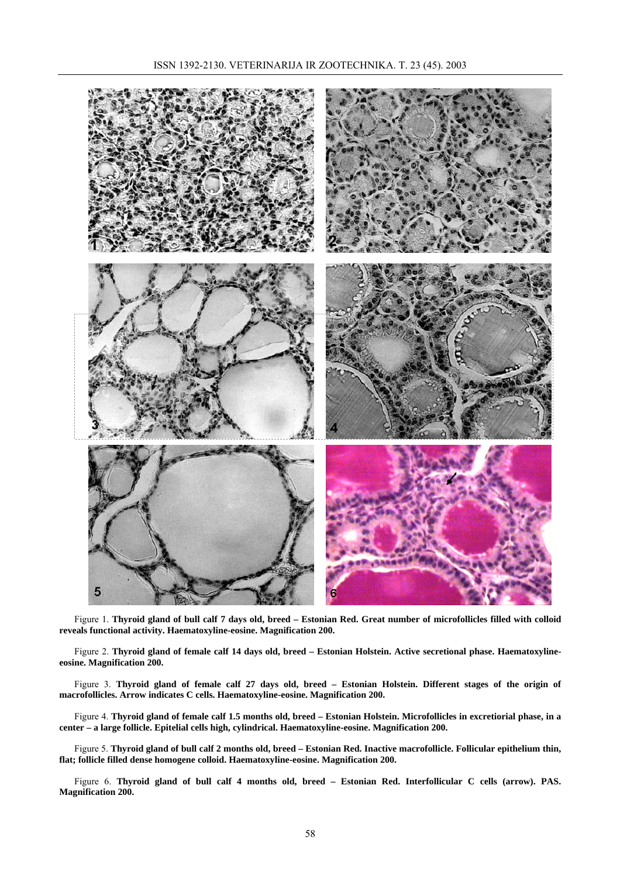Figure 1. **Thyroid gland of bull calf 7 days old, breed – Estonian Red. Great number of microfollicles filled with colloid reveals functional activity. Haematoxyline-eosine. Magnification 200.**

Figure 2. **Thyroid gland of female calf 14 days old, breed – Estonian Holstein. Active secretional phase. Haematoxyline-eosine. Magnification 200.**

Figure 3. **Thyroid gland of female calf 27 days old, breed – Estonian Holstein. Different stages of the origin of macrofollicles. Arrow indicates C cells. Haematoxyline-eosine. Magnification 200.**

Figure 4. **Thyroid gland of female calf 1.5 months old, breed – Estonian Holstein. Microfollicles in excretiorial phase, in a center – a large follicle. Epitelial cells high, cylindrical. Haematoxyline-eosine. Magnification 200.**

Figure 5. **Thyroid gland of bull calf 2 months old, breed – Estonian Red. Inactive macrofollicle. Follicular epithelium thin, flat; follicle filled dense homogene colloid. Haematoxyline-eosine. Magnification 200.**

Figure 6. **Thyroid gland of bull calf 4 months old, breed – Estonian Red. Interfollicular C cells (arrow). PAS. Magnification 200.**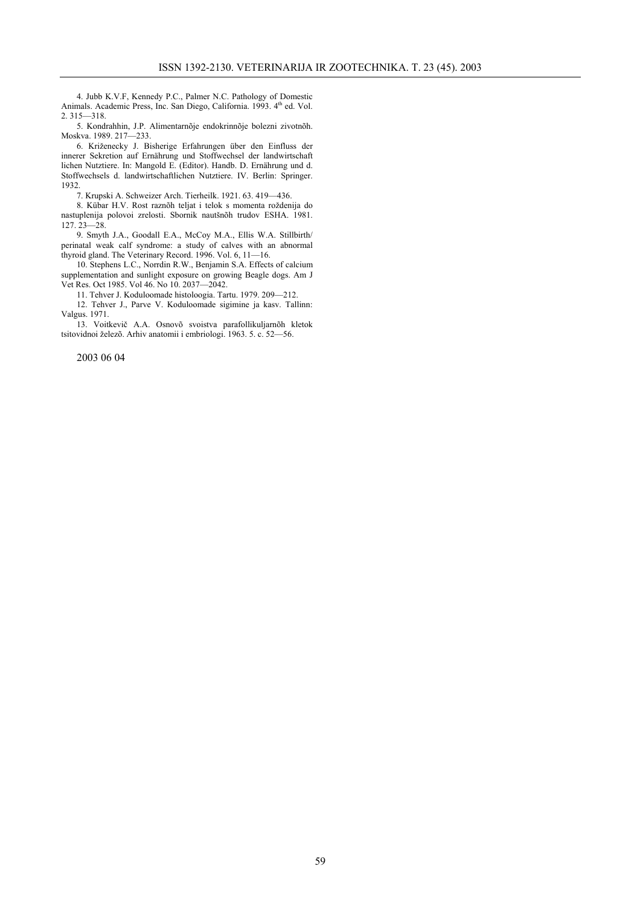4. Jubb K.V.F, Kennedy P.C., Palmer N.C. Pathology of Domestic Animals. Academic Press, Inc. San Diego, California. 1993. 4th ed. Vol. 2. 315—318.

5. Kondrahhin, J.P. Alimentarnõje endokrinnõje bolezni zivotnõh. Moskva. 1989. 217—233.

6. Križenecky J. Bisherige Erfahrungen über den Einfluss der innerer Sekretion auf Ernährung und Stoffwechsel der landwirtschaft lichen Nutztiere. In: Mangold E. (Editor). Handb. D. Ernährung und d. Stoffwechsels d. landwirtschaftlichen Nutztiere. IV. Berlin: Springer. 1932.

7. Krupski A. Schweizer Arch. Tierheilk. 1921. 63. 419—436.

8. Kübar H.V. Rost raznõh teljat i telok s momenta roždenija do nastuplenija polovoi zrelosti. Sbornik nautšnõh trudov ESHA. 1981. 127. 23—28.

9. Smyth J.A., Goodall E.A., McCoy M.A., Ellis W.A. Stillbirth/ perinatal weak calf syndrome: a study of calves with an abnormal thyroid gland. The Veterinary Record. 1996. Vol. 6, 11—16.

10. Stephens L.C., Norrdin R.W., Benjamin S.A. Effects of calcium supplementation and sunlight exposure on growing Beagle dogs. Am J Vet Res. Oct 1985. Vol 46. No 10. 2037—2042.

11. Tehver J. Koduloomade histoloogia. Tartu. 1979. 209—212.

12. Tehver J., Parve V. Koduloomade sigimine ja kasv. Tallinn: Valgus. 1971.

13. Voitkevič A.A. Osnovõ svoistva parafollikuljarnõh kletok tsitovidnoi železõ. Arhiv anatomii i embriologi. 1963. 5. c. 52—56.

2003 06 04